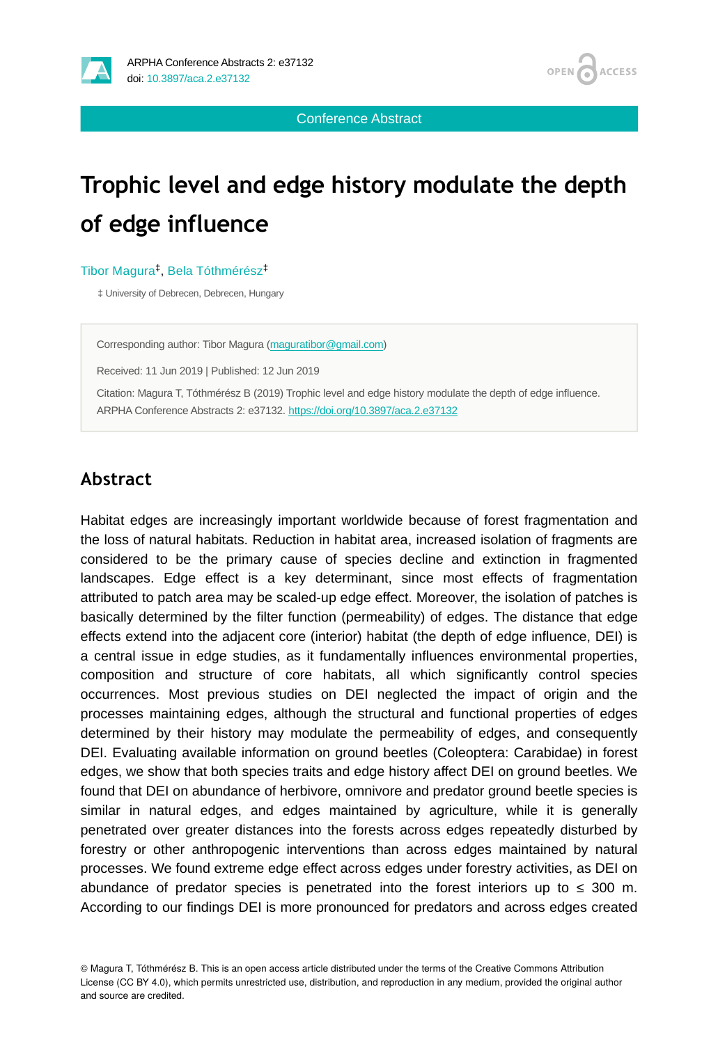Conference Abstract

# Trophic level and edge history modulate the depth of edge influence

Tibor Magura[‡], Bela Tóthmérész[‡]

‡ University of Debrecen, Debrecen, Hungary

Corresponding author: Tibor Magura (maguratibor@gmail.com)

Received: 11 Jun 2019 | Published: 12 Jun 2019

Citation: Magura T, Tóthmérész B (2019) Trophic level and edge history modulate the depth of edge influence. ARPHA Conference Abstracts 2: e37132. https://doi.org/10.3897/aca.2.e37132

## Abstract

Habitat edges are increasingly important worldwide because of forest fragmentation and the loss of natural habitats. Reduction in habitat area, increased isolation of fragments are considered to be the primary cause of species decline and extinction in fragmented landscapes. Edge effect is a key determinant, since most effects of fragmentation attributed to patch area may be scaled-up edge effect. Moreover, the isolation of patches is basically determined by the filter function (permeability) of edges. The distance that edge effects extend into the adjacent core (interior) habitat (the depth of edge influence, DEI) is a central issue in edge studies, as it fundamentally influences environmental properties, composition and structure of core habitats, all which significantly control species occurrences. Most previous studies on DEI neglected the impact of origin and the processes maintaining edges, although the structural and functional properties of edges determined by their history may modulate the permeability of edges, and consequently DEI. Evaluating available information on ground beetles (Coleoptera: Carabidae) in forest edges, we show that both species traits and edge history affect DEI on ground beetles. We found that DEI on abundance of herbivore, omnivore and predator ground beetle species is similar in natural edges, and edges maintained by agriculture, while it is generally penetrated over greater distances into the forests across edges repeatedly disturbed by forestry or other anthropogenic interventions than across edges maintained by natural processes. We found extreme edge effect across edges under forestry activities, as DEI on abundance of predator species is penetrated into the forest interiors up to ≤ 300 m. According to our findings DEI is more pronounced for predators and across edges created

© Magura T, Tóthmérész B. This is an open access article distributed under the terms of the Creative Commons Attribution License (CC BY 4.0), which permits unrestricted use, distribution, and reproduction in any medium, provided the original author and source are credited.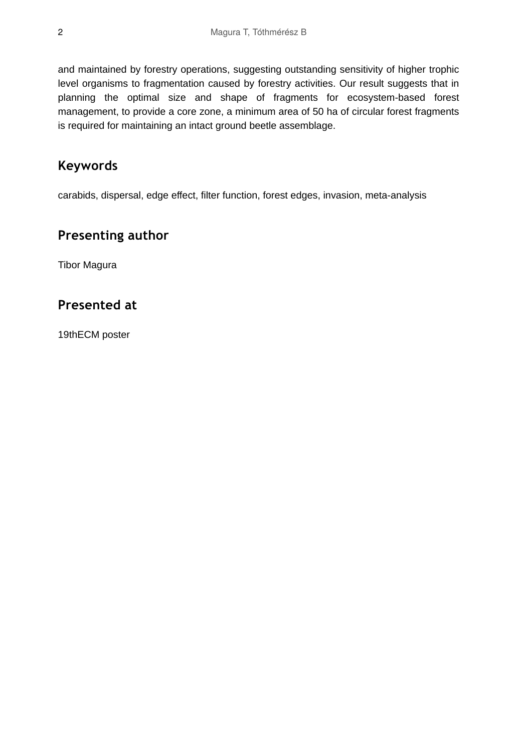and maintained by forestry operations, suggesting outstanding sensitivity of higher trophic level organisms to fragmentation caused by forestry activities. Our result suggests that in planning the optimal size and shape of fragments for ecosystem-based forest management, to provide a core zone, a minimum area of 50 ha of circular forest fragments is required for maintaining an intact ground beetle assemblage.

## Keywords

carabids, dispersal, edge effect, filter function, forest edges, invasion, meta-analysis

## Presenting author

Tibor Magura

## Presented at

19thECM poster